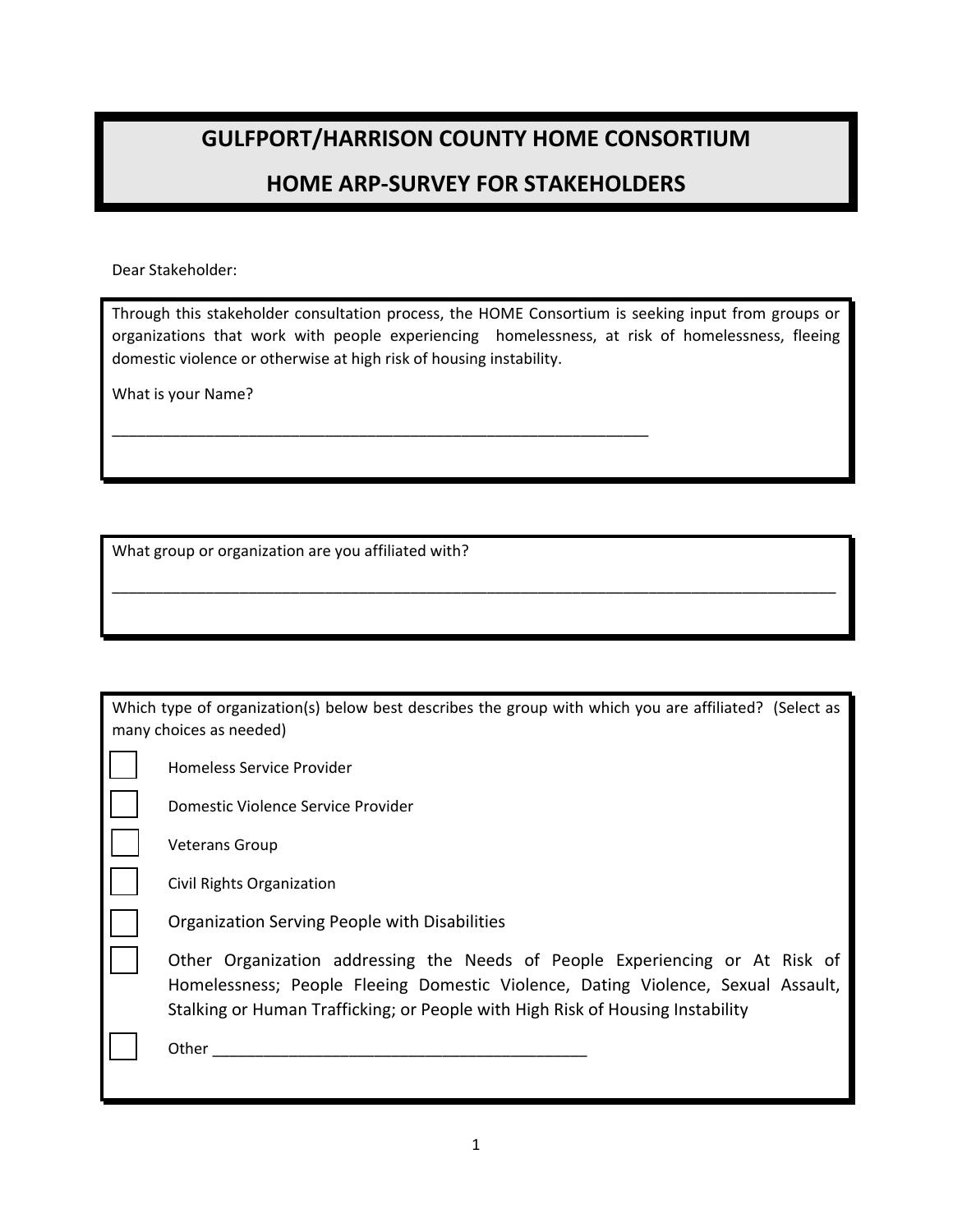# GULFPORT/HARRISON COUNTY HOME CONSORTIUM

## HOME ARP-SURVEY FOR STAKEHOLDERS

Dear Stakeholder:

Through this stakeholder consultation process, the HOME Consortium is seeking input from groups or organizations that work with people experiencing homelessness, at risk of homelessness, fleeing domestic violence or otherwise at high risk of housing instability.

What is your Name?

________________________________________________________________

What group or organization are you affiliated with?

________________________________________________________________

Which type of organization(s) below best describes the group with which you are affiliated? (Select as many choices as needed)

- [ ] Homeless Service Provider
- [ ] Domestic Violence Service Provider
- [ ] Veterans Group
- [ ] Civil Rights Organization
- [ ] Organization Serving People with Disabilities
- [ ] Other Organization addressing the Needs of People Experiencing or At Risk of Homelessness; People Fleeing Domestic Violence, Dating Violence, Sexual Assault, Stalking or Human Trafficking; or People with High Risk of Housing Instability
- [ ] Other ______________________________________________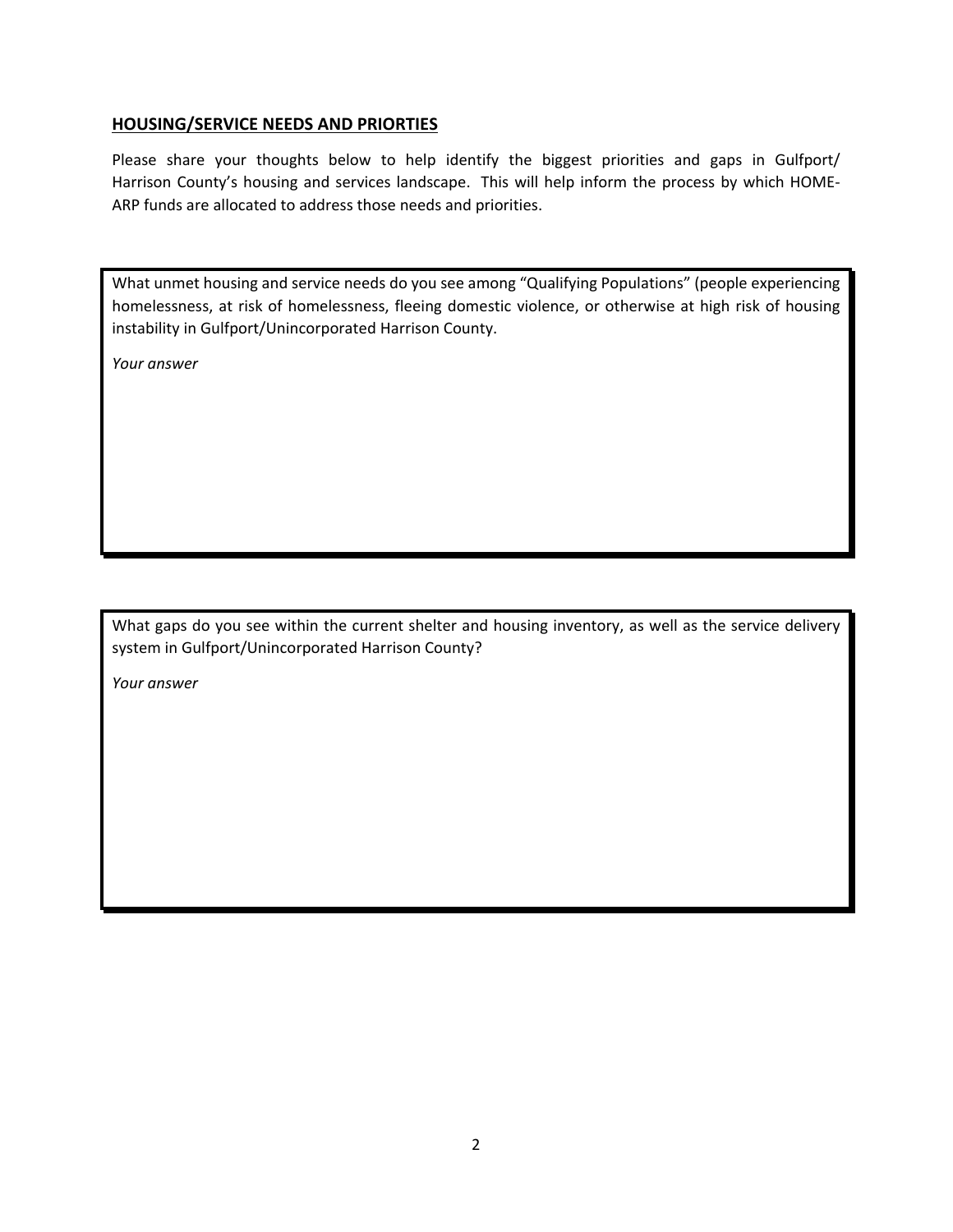## HOUSING/SERVICE NEEDS AND PRIORTIES

Please share your thoughts below to help identify the biggest priorities and gaps in Gulfport/ Harrison County's housing and services landscape. This will help inform the process by which HOME-ARP funds are allocated to address those needs and priorities.

What unmet housing and service needs do you see among "Qualifying Populations" (people experiencing homelessness, at risk of homelessness, fleeing domestic violence, or otherwise at high risk of housing instability in Gulfport/Unincorporated Harrison County.

*Your answer*

What gaps do you see within the current shelter and housing inventory, as well as the service delivery system in Gulfport/Unincorporated Harrison County?

*Your answer*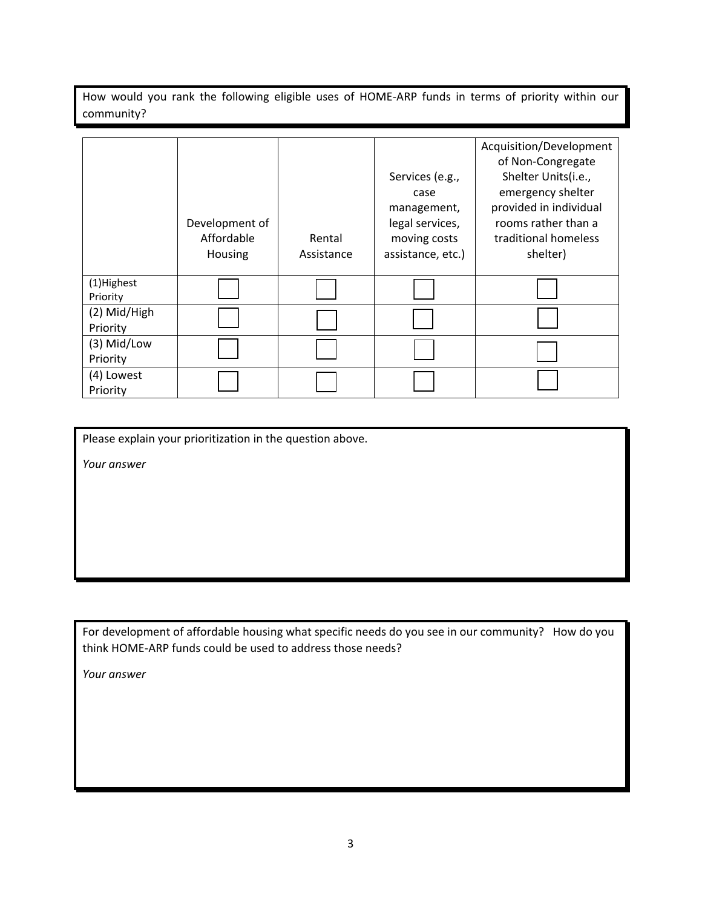How would you rank the following eligible uses of HOME-ARP funds in terms of priority within our community?

| | Development of Affordable Housing | Rental Assistance | Services (e.g., case management, legal services, moving costs assistance, etc.) | Acquisition/Development of Non-Congregate Shelter Units(i.e., emergency shelter provided in individual rooms rather than a traditional homeless shelter) |
|---|---|---|---|---|
| (1)Highest Priority | ☐ | ☐ | ☐ | ☐ |
| (2) Mid/High Priority | ☐ | ☐ | ☐ | ☐ |
| (3) Mid/Low Priority | ☐ | ☐ | ☐ | ☐ |
| (4) Lowest Priority | ☐ | ☐ | ☐ | ☐ |

Please explain your prioritization in the question above.

*Your answer*

For development of affordable housing what specific needs do you see in our community? How do you think HOME-ARP funds could be used to address those needs?

*Your answer*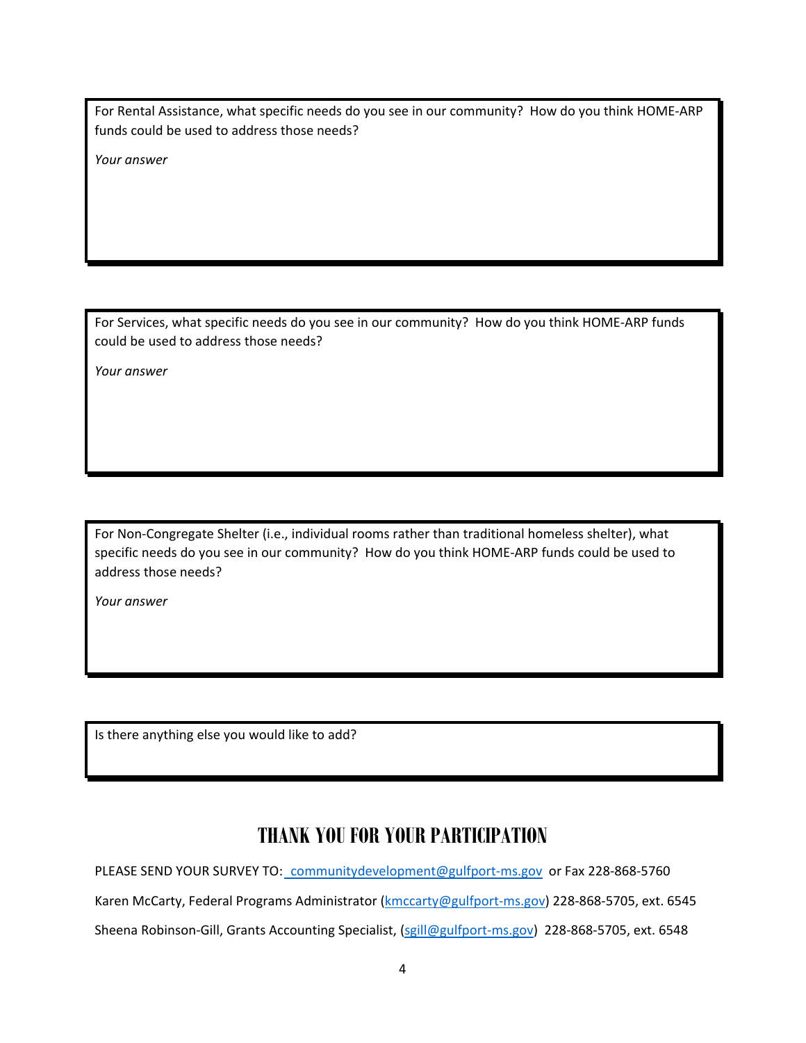For Rental Assistance, what specific needs do you see in our community? How do you think HOME-ARP funds could be used to address those needs?

*Your answer*

For Services, what specific needs do you see in our community? How do you think HOME-ARP funds could be used to address those needs?

*Your answer*

For Non-Congregate Shelter (i.e., individual rooms rather than traditional homeless shelter), what specific needs do you see in our community? How do you think HOME-ARP funds could be used to address those needs?

*Your answer*

Is there anything else you would like to add?

## THANK YOU FOR YOUR PARTICIPATION

PLEASE SEND YOUR SURVEY TO: communitydevelopment@gulfport-ms.gov or Fax 228-868-5760

Karen McCarty, Federal Programs Administrator (kmccarty@gulfport-ms.gov) 228-868-5705, ext. 6545

Sheena Robinson-Gill, Grants Accounting Specialist, (sgill@gulfport-ms.gov) 228-868-5705, ext. 6548